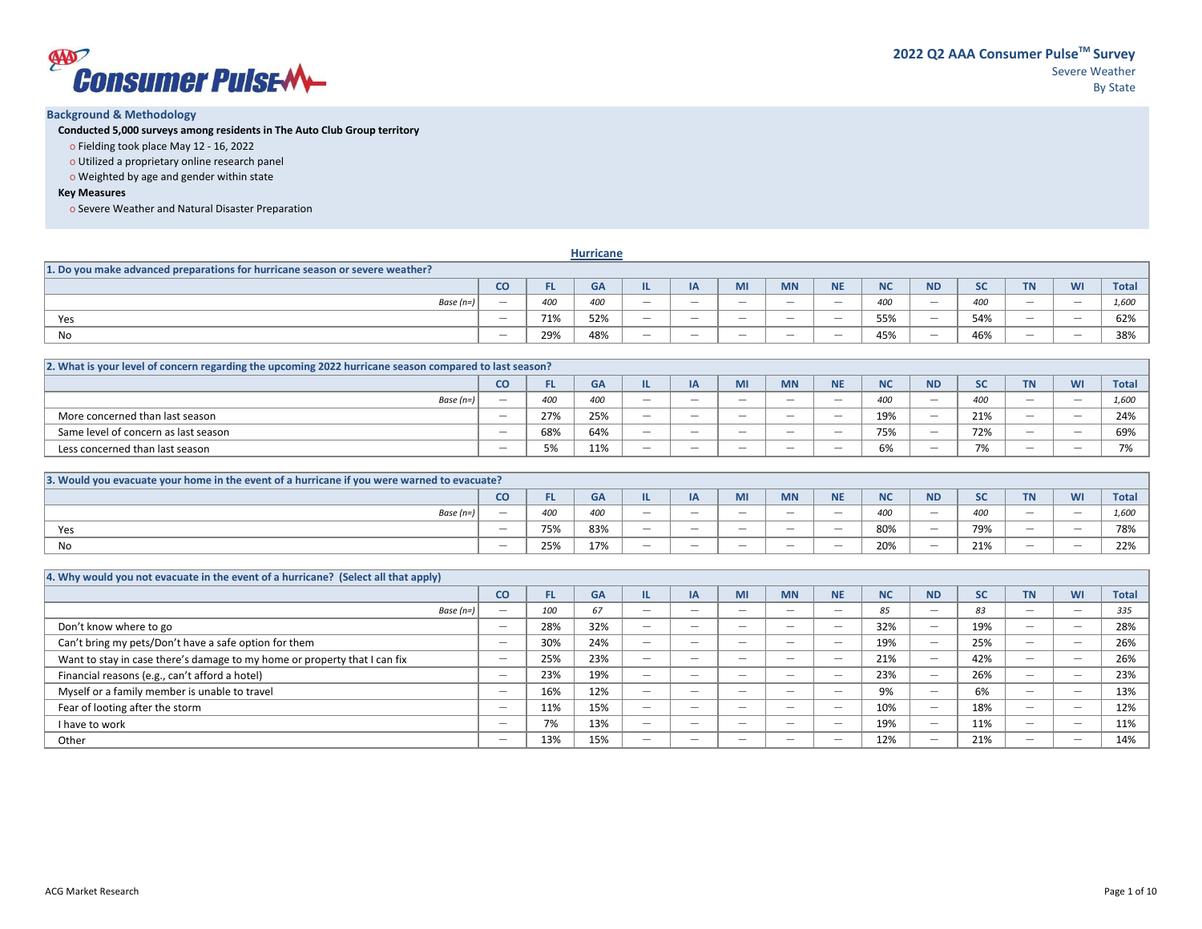# 2022 Q2 AAA Consumer Pulse[TM] Survey

Severe Weather

By State

## Background & Methodology

**Conducted 5,000 surveys among residents in The Auto Club Group territory**

- Fielding took place May 12 - 16, 2022
- Utilized a proprietary online research panel
- Weighted by age and gender within state

**Key Measures**

- Severe Weather and Natural Disaster Preparation

## Hurricane

**1. Do you make advanced preparations for hurricane season or severe weather?**

| | CO | FL | GA | IL | IA | MI | MN | NE | NC | ND | SC | TN | WI | Total |
|---|---|---|---|---|---|---|---|---|---|---|---|---|---|---|
| *Base (n=)* | — | *400* | *400* | — | — | — | — | — | *400* | — | *400* | — | — | *1,600* |
| Yes | — | 71% | 52% | — | — | — | — | — | 55% | — | 54% | — | — | 62% |
| No | — | 29% | 48% | — | — | — | — | — | 45% | — | 46% | — | — | 38% |

**2. What is your level of concern regarding the upcoming 2022 hurricane season compared to last season?**

| | CO | FL | GA | IL | IA | MI | MN | NE | NC | ND | SC | TN | WI | Total |
|---|---|---|---|---|---|---|---|---|---|---|---|---|---|---|
| *Base (n=)* | — | *400* | *400* | — | — | — | — | — | *400* | — | *400* | — | — | *1,600* |
| More concerned than last season | — | 27% | 25% | — | — | — | — | — | 19% | — | 21% | — | — | 24% |
| Same level of concern as last season | — | 68% | 64% | — | — | — | — | — | 75% | — | 72% | — | — | 69% |
| Less concerned than last season | — | 5% | 11% | — | — | — | — | — | 6% | — | 7% | — | — | 7% |

**3. Would you evacuate your home in the event of a hurricane if you were warned to evacuate?**

| | CO | FL | GA | IL | IA | MI | MN | NE | NC | ND | SC | TN | WI | Total |
|---|---|---|---|---|---|---|---|---|---|---|---|---|---|---|
| *Base (n=)* | — | *400* | *400* | — | — | — | — | — | *400* | — | *400* | — | — | *1,600* |
| Yes | — | 75% | 83% | — | — | — | — | — | 80% | — | 79% | — | — | 78% |
| No | — | 25% | 17% | — | — | — | — | — | 20% | — | 21% | — | — | 22% |

**4. Why would you not evacuate in the event of a hurricane? (Select all that apply)**

| | CO | FL | GA | IL | IA | MI | MN | NE | NC | ND | SC | TN | WI | Total |
|---|---|---|---|---|---|---|---|---|---|---|---|---|---|---|
| *Base (n=)* | — | *100* | *67* | — | — | — | — | — | *85* | — | *83* | — | — | *335* |
| Don't know where to go | — | 28% | 32% | — | — | — | — | — | 32% | — | 19% | — | — | 28% |
| Can't bring my pets/Don't have a safe option for them | — | 30% | 24% | — | — | — | — | — | 19% | — | 25% | — | — | 26% |
| Want to stay in case there's damage to my home or property that I can fix | — | 25% | 23% | — | — | — | — | — | 21% | — | 42% | — | — | 26% |
| Financial reasons (e.g., can't afford a hotel) | — | 23% | 19% | — | — | — | — | — | 23% | — | 26% | — | — | 23% |
| Myself or a family member is unable to travel | — | 16% | 12% | — | — | — | — | — | 9% | — | 6% | — | — | 13% |
| Fear of looting after the storm | — | 11% | 15% | — | — | — | — | — | 10% | — | 18% | — | — | 12% |
| I have to work | — | 7% | 13% | — | — | — | — | — | 19% | — | 11% | — | — | 11% |
| Other | — | 13% | 15% | — | — | — | — | — | 12% | — | 21% | — | — | 14% |

ACG Market Research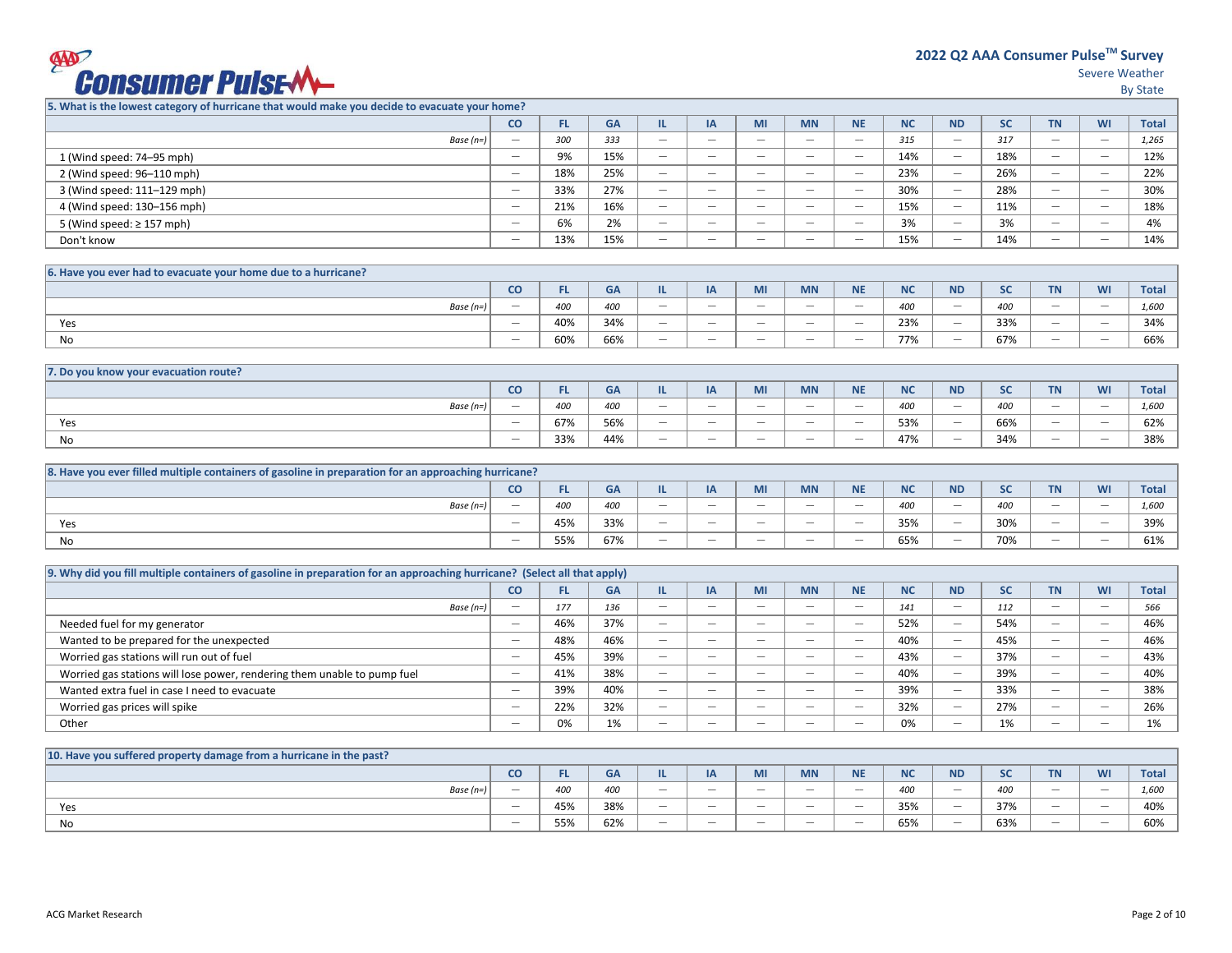# 2022 Q2 AAA Consumer Pulse™ Survey

Severe Weather

By State

| 5. What is the lowest category of hurricane that would make you decide to evacuate your home? | CO | FL | GA | IL | IA | MI | MN | NE | NC | ND | SC | TN | WI | Total |
|---|---|---|---|---|---|---|---|---|---|---|---|---|---|---|
| *Base (n=)* | — | *300* | *333* | — | — | — | — | — | *315* | — | *317* | — | — | *1,265* |
| 1 (Wind speed: 74–95 mph) | — | 9% | 15% | — | — | — | — | — | 14% | — | 18% | — | — | 12% |
| 2 (Wind speed: 96–110 mph) | — | 18% | 25% | — | — | — | — | — | 23% | — | 26% | — | — | 22% |
| 3 (Wind speed: 111–129 mph) | — | 33% | 27% | — | — | — | — | — | 30% | — | 28% | — | — | 30% |
| 4 (Wind speed: 130–156 mph) | — | 21% | 16% | — | — | — | — | — | 15% | — | 11% | — | — | 18% |
| 5 (Wind speed: ≥ 157 mph) | — | 6% | 2% | — | — | — | — | — | 3% | — | 3% | — | — | 4% |
| Don't know | — | 13% | 15% | — | — | — | — | — | 15% | — | 14% | — | — | 14% |

| 6. Have you ever had to evacuate your home due to a hurricane? | CO | FL | GA | IL | IA | MI | MN | NE | NC | ND | SC | TN | WI | Total |
|---|---|---|---|---|---|---|---|---|---|---|---|---|---|---|
| *Base (n=)* | — | *400* | *400* | — | — | — | — | — | *400* | — | *400* | — | — | *1,600* |
| Yes | — | 40% | 34% | — | — | — | — | — | 23% | — | 33% | — | — | 34% |
| No | — | 60% | 66% | — | — | — | — | — | 77% | — | 67% | — | — | 66% |

| 7. Do you know your evacuation route? | CO | FL | GA | IL | IA | MI | MN | NE | NC | ND | SC | TN | WI | Total |
|---|---|---|---|---|---|---|---|---|---|---|---|---|---|---|
| *Base (n=)* | — | *400* | *400* | — | — | — | — | — | *400* | — | *400* | — | — | *1,600* |
| Yes | — | 67% | 56% | — | — | — | — | — | 53% | — | 66% | — | — | 62% |
| No | — | 33% | 44% | — | — | — | — | — | 47% | — | 34% | — | — | 38% |

| 8. Have you ever filled multiple containers of gasoline in preparation for an approaching hurricane? | CO | FL | GA | IL | IA | MI | MN | NE | NC | ND | SC | TN | WI | Total |
|---|---|---|---|---|---|---|---|---|---|---|---|---|---|---|
| *Base (n=)* | — | *400* | *400* | — | — | — | — | — | *400* | — | *400* | — | — | *1,600* |
| Yes | — | 45% | 33% | — | — | — | — | — | 35% | — | 30% | — | — | 39% |
| No | — | 55% | 67% | — | — | — | — | — | 65% | — | 70% | — | — | 61% |

| 9. Why did you fill multiple containers of gasoline in preparation for an approaching hurricane? (Select all that apply) | CO | FL | GA | IL | IA | MI | MN | NE | NC | ND | SC | TN | WI | Total |
|---|---|---|---|---|---|---|---|---|---|---|---|---|---|---|
| *Base (n=)* | — | *177* | *136* | — | — | — | — | — | *141* | — | *112* | — | — | *566* |
| Needed fuel for my generator | — | 46% | 37% | — | — | — | — | — | 52% | — | 54% | — | — | 46% |
| Wanted to be prepared for the unexpected | — | 48% | 46% | — | — | — | — | — | 40% | — | 45% | — | — | 46% |
| Worried gas stations will run out of fuel | — | 45% | 39% | — | — | — | — | — | 43% | — | 37% | — | — | 43% |
| Worried gas stations will lose power, rendering them unable to pump fuel | — | 41% | 38% | — | — | — | — | — | 40% | — | 39% | — | — | 40% |
| Wanted extra fuel in case I need to evacuate | — | 39% | 40% | — | — | — | — | — | 39% | — | 33% | — | — | 38% |
| Worried gas prices will spike | — | 22% | 32% | — | — | — | — | — | 32% | — | 27% | — | — | 26% |
| Other | — | 0% | 1% | — | — | — | — | — | 0% | — | 1% | — | — | 1% |

| 10. Have you suffered property damage from a hurricane in the past? | CO | FL | GA | IL | IA | MI | MN | NE | NC | ND | SC | TN | WI | Total |
|---|---|---|---|---|---|---|---|---|---|---|---|---|---|---|
| *Base (n=)* | — | *400* | *400* | — | — | — | — | — | *400* | — | *400* | — | — | *1,600* |
| Yes | — | 45% | 38% | — | — | — | — | — | 35% | — | 37% | — | — | 40% |
| No | — | 55% | 62% | — | — | — | — | — | 65% | — | 63% | — | — | 60% |

ACG Market Research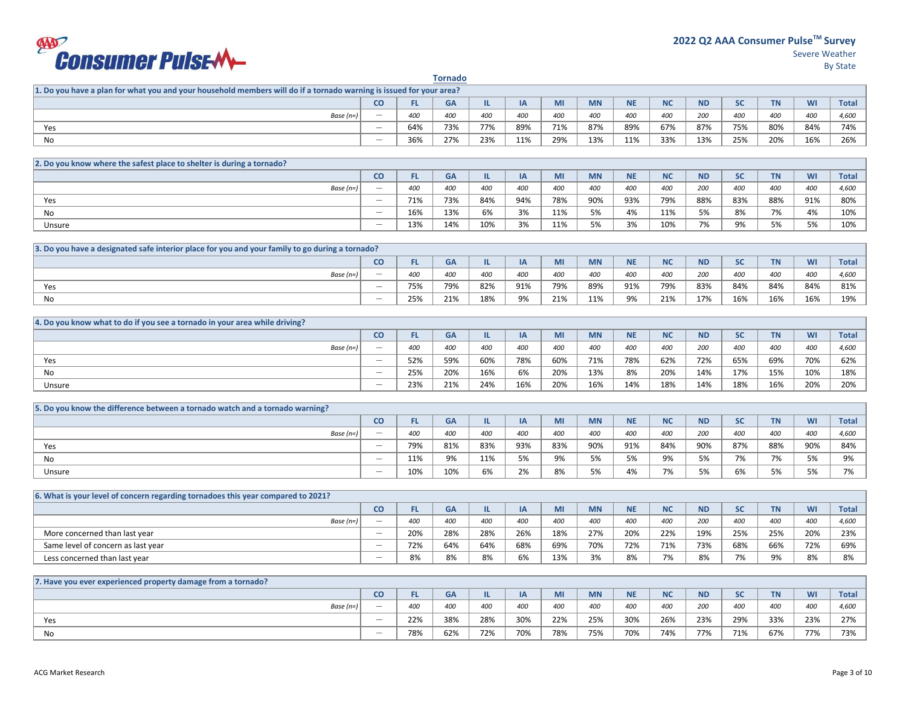## Tornado

**1. Do you have a plan for what you and your household members will do if a tornado warning is issued for your area?**

| | CO | FL | GA | IL | IA | MI | MN | NE | NC | ND | SC | TN | WI | Total |
|---|---|---|---|---|---|---|---|---|---|---|---|---|---|---|
| *Base (n=)* | — | *400* | *400* | *400* | *400* | *400* | *400* | *400* | *400* | *200* | *400* | *400* | *400* | *4,600* |
| Yes | — | 64% | 73% | 77% | 89% | 71% | 87% | 89% | 67% | 87% | 75% | 80% | 84% | 74% |
| No | — | 36% | 27% | 23% | 11% | 29% | 13% | 11% | 33% | 13% | 25% | 20% | 16% | 26% |

**2. Do you know where the safest place to shelter is during a tornado?**

| | CO | FL | GA | IL | IA | MI | MN | NE | NC | ND | SC | TN | WI | Total |
|---|---|---|---|---|---|---|---|---|---|---|---|---|---|---|
| *Base (n=)* | — | *400* | *400* | *400* | *400* | *400* | *400* | *400* | *400* | *200* | *400* | *400* | *400* | *4,600* |
| Yes | — | 71% | 73% | 84% | 94% | 78% | 90% | 93% | 79% | 88% | 83% | 88% | 91% | 80% |
| No | — | 16% | 13% | 6% | 3% | 11% | 5% | 4% | 11% | 5% | 8% | 7% | 4% | 10% |
| Unsure | — | 13% | 14% | 10% | 3% | 11% | 5% | 3% | 10% | 7% | 9% | 5% | 5% | 10% |

**3. Do you have a designated safe interior place for you and your family to go during a tornado?**

| | CO | FL | GA | IL | IA | MI | MN | NE | NC | ND | SC | TN | WI | Total |
|---|---|---|---|---|---|---|---|---|---|---|---|---|---|---|
| *Base (n=)* | — | *400* | *400* | *400* | *400* | *400* | *400* | *400* | *400* | *200* | *400* | *400* | *400* | *4,600* |
| Yes | — | 75% | 79% | 82% | 91% | 79% | 89% | 91% | 79% | 83% | 84% | 84% | 84% | 81% |
| No | — | 25% | 21% | 18% | 9% | 21% | 11% | 9% | 21% | 17% | 16% | 16% | 16% | 19% |

**4. Do you know what to do if you see a tornado in your area while driving?**

| | CO | FL | GA | IL | IA | MI | MN | NE | NC | ND | SC | TN | WI | Total |
|---|---|---|---|---|---|---|---|---|---|---|---|---|---|---|
| *Base (n=)* | — | *400* | *400* | *400* | *400* | *400* | *400* | *400* | *400* | *200* | *400* | *400* | *400* | *4,600* |
| Yes | — | 52% | 59% | 60% | 78% | 60% | 71% | 78% | 62% | 72% | 65% | 69% | 70% | 62% |
| No | — | 25% | 20% | 16% | 6% | 20% | 13% | 8% | 20% | 14% | 17% | 15% | 10% | 18% |
| Unsure | — | 23% | 21% | 24% | 16% | 20% | 16% | 14% | 18% | 14% | 18% | 16% | 20% | 20% |

**5. Do you know the difference between a tornado watch and a tornado warning?**

| | CO | FL | GA | IL | IA | MI | MN | NE | NC | ND | SC | TN | WI | Total |
|---|---|---|---|---|---|---|---|---|---|---|---|---|---|---|
| *Base (n=)* | — | *400* | *400* | *400* | *400* | *400* | *400* | *400* | *400* | *200* | *400* | *400* | *400* | *4,600* |
| Yes | — | 79% | 81% | 83% | 93% | 83% | 90% | 91% | 84% | 90% | 87% | 88% | 90% | 84% |
| No | — | 11% | 9% | 11% | 5% | 9% | 5% | 5% | 9% | 5% | 7% | 7% | 5% | 9% |
| Unsure | — | 10% | 10% | 6% | 2% | 8% | 5% | 4% | 7% | 5% | 6% | 5% | 5% | 7% |

**6. What is your level of concern regarding tornadoes this year compared to 2021?**

| | CO | FL | GA | IL | IA | MI | MN | NE | NC | ND | SC | TN | WI | Total |
|---|---|---|---|---|---|---|---|---|---|---|---|---|---|---|
| *Base (n=)* | — | *400* | *400* | *400* | *400* | *400* | *400* | *400* | *400* | *200* | *400* | *400* | *400* | *4,600* |
| More concerned than last year | — | 20% | 28% | 28% | 26% | 18% | 27% | 20% | 22% | 19% | 25% | 25% | 20% | 23% |
| Same level of concern as last year | — | 72% | 64% | 64% | 68% | 69% | 70% | 72% | 71% | 73% | 68% | 66% | 72% | 69% |
| Less concerned than last year | — | 8% | 8% | 8% | 6% | 13% | 3% | 8% | 7% | 8% | 7% | 9% | 8% | 8% |

**7. Have you ever experienced property damage from a tornado?**

| | CO | FL | GA | IL | IA | MI | MN | NE | NC | ND | SC | TN | WI | Total |
|---|---|---|---|---|---|---|---|---|---|---|---|---|---|---|
| *Base (n=)* | — | *400* | *400* | *400* | *400* | *400* | *400* | *400* | *400* | *200* | *400* | *400* | *400* | *4,600* |
| Yes | — | 22% | 38% | 28% | 30% | 22% | 25% | 30% | 26% | 23% | 29% | 33% | 23% | 27% |
| No | — | 78% | 62% | 72% | 70% | 78% | 75% | 70% | 74% | 77% | 71% | 67% | 77% | 73% |

ACG Market Research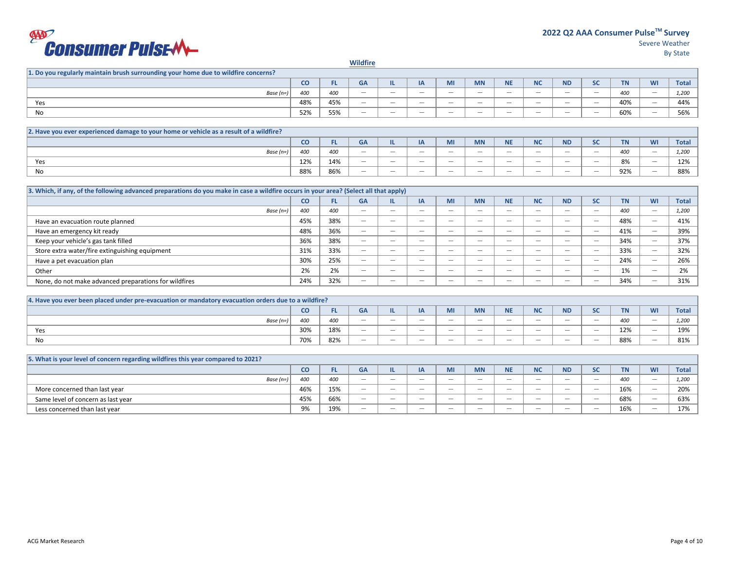**2022 Q2 AAA Consumer Pulse™ Survey**
Severe Weather
By State

## Wildfire

**1. Do you regularly maintain brush surrounding your home due to wildfire concerns?**

| | CO | FL | GA | IL | IA | MI | MN | NE | NC | ND | SC | TN | WI | Total |
|---|---|---|---|---|---|---|---|---|---|---|---|---|---|---|
| *Base (n=)* | *400* | *400* | — | — | — | — | — | — | — | — | — | *400* | — | *1,200* |
| Yes | 48% | 45% | — | — | — | — | — | — | — | — | — | 40% | — | 44% |
| No | 52% | 55% | — | — | — | — | — | — | — | — | — | 60% | — | 56% |

**2. Have you ever experienced damage to your home or vehicle as a result of a wildfire?**

| | CO | FL | GA | IL | IA | MI | MN | NE | NC | ND | SC | TN | WI | Total |
|---|---|---|---|---|---|---|---|---|---|---|---|---|---|---|
| *Base (n=)* | *400* | *400* | — | — | — | — | — | — | — | — | — | *400* | — | *1,200* |
| Yes | 12% | 14% | — | — | — | — | — | — | — | — | — | 8% | — | 12% |
| No | 88% | 86% | — | — | — | — | — | — | — | — | — | 92% | — | 88% |

**3. Which, if any, of the following advanced preparations do you make in case a wildfire occurs in your area? (Select all that apply)**

| | CO | FL | GA | IL | IA | MI | MN | NE | NC | ND | SC | TN | WI | Total |
|---|---|---|---|---|---|---|---|---|---|---|---|---|---|---|
| *Base (n=)* | *400* | *400* | — | — | — | — | — | — | — | — | — | *400* | — | *1,200* |
| Have an evacuation route planned | 45% | 38% | — | — | — | — | — | — | — | — | — | 48% | — | 41% |
| Have an emergency kit ready | 48% | 36% | — | — | — | — | — | — | — | — | — | 41% | — | 39% |
| Keep your vehicle's gas tank filled | 36% | 38% | — | — | — | — | — | — | — | — | — | 34% | — | 37% |
| Store extra water/fire extinguishing equipment | 31% | 33% | — | — | — | — | — | — | — | — | — | 33% | — | 32% |
| Have a pet evacuation plan | 30% | 25% | — | — | — | — | — | — | — | — | — | 24% | — | 26% |
| Other | 2% | 2% | — | — | — | — | — | — | — | — | — | 1% | — | 2% |
| None, do not make advanced preparations for wildfires | 24% | 32% | — | — | — | — | — | — | — | — | — | 34% | — | 31% |

**4. Have you ever been placed under pre-evacuation or mandatory evacuation orders due to a wildfire?**

| | CO | FL | GA | IL | IA | MI | MN | NE | NC | ND | SC | TN | WI | Total |
|---|---|---|---|---|---|---|---|---|---|---|---|---|---|---|
| *Base (n=)* | *400* | *400* | — | — | — | — | — | — | — | — | — | *400* | — | *1,200* |
| Yes | 30% | 18% | — | — | — | — | — | — | — | — | — | 12% | — | 19% |
| No | 70% | 82% | — | — | — | — | — | — | — | — | — | 88% | — | 81% |

**5. What is your level of concern regarding wildfires this year compared to 2021?**

| | CO | FL | GA | IL | IA | MI | MN | NE | NC | ND | SC | TN | WI | Total |
|---|---|---|---|---|---|---|---|---|---|---|---|---|---|---|
| *Base (n=)* | *400* | *400* | — | — | — | — | — | — | — | — | — | *400* | — | *1,200* |
| More concerned than last year | 46% | 15% | — | — | — | — | — | — | — | — | — | 16% | — | 20% |
| Same level of concern as last year | 45% | 66% | — | — | — | — | — | — | — | — | — | 68% | — | 63% |
| Less concerned than last year | 9% | 19% | — | — | — | — | — | — | — | — | — | 16% | — | 17% |

ACG Market Research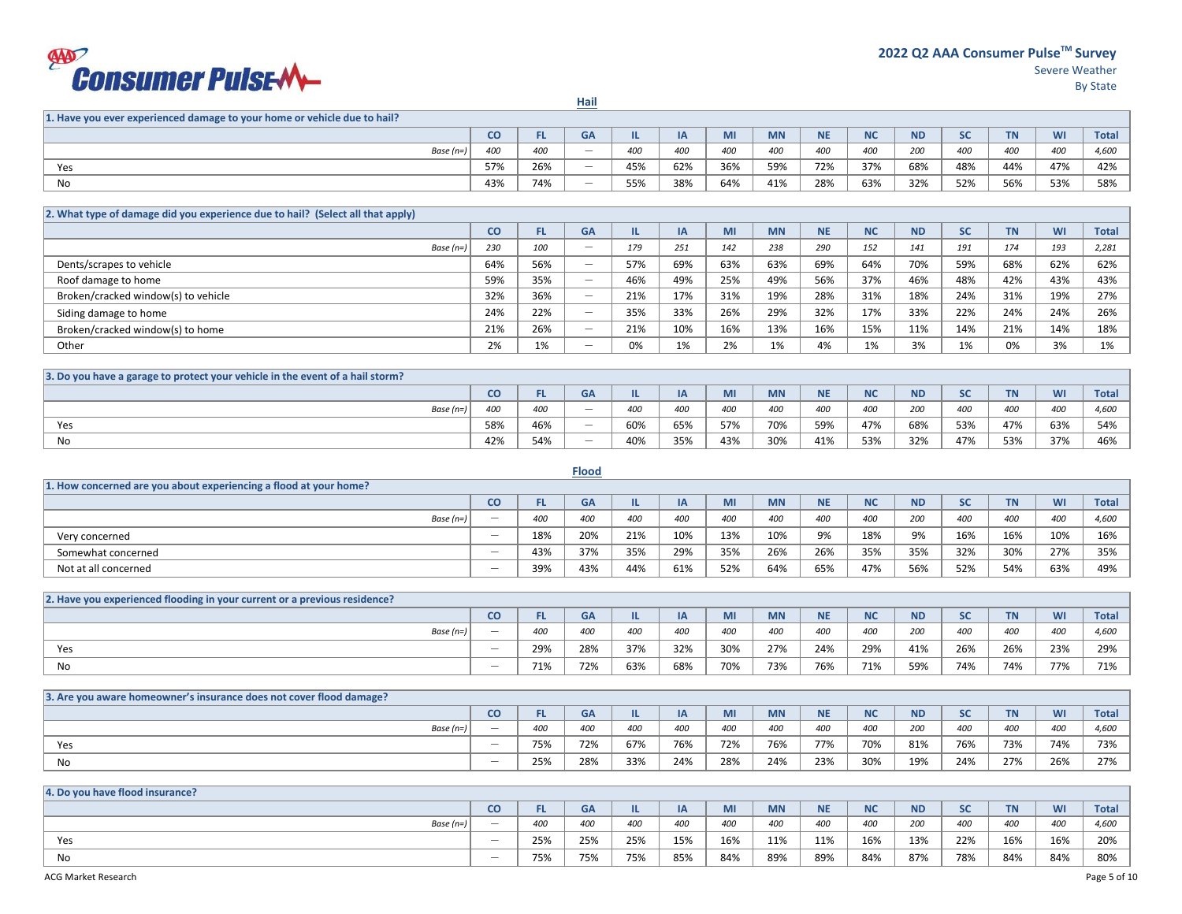# 2022 Q2 AAA Consumer Pulse[TM] Survey

Severe Weather

By State

## Hail

**1. Have you ever experienced damage to your home or vehicle due to hail?**

| | CO | FL | GA | IL | IA | MI | MN | NE | NC | ND | SC | TN | WI | Total |
|---|---|---|---|---|---|---|---|---|---|---|---|---|---|---|
| *Base (n=)* | *400* | *400* | — | *400* | *400* | *400* | *400* | *400* | *400* | *200* | *400* | *400* | *400* | *4,600* |
| Yes | 57% | 26% | — | 45% | 62% | 36% | 59% | 72% | 37% | 68% | 48% | 44% | 47% | 42% |
| No | 43% | 74% | — | 55% | 38% | 64% | 41% | 28% | 63% | 32% | 52% | 56% | 53% | 58% |

**2. What type of damage did you experience due to hail? (Select all that apply)**

| | CO | FL | GA | IL | IA | MI | MN | NE | NC | ND | SC | TN | WI | Total |
|---|---|---|---|---|---|---|---|---|---|---|---|---|---|---|
| *Base (n=)* | *230* | *100* | — | *179* | *251* | *142* | *238* | *290* | *152* | *141* | *191* | *174* | *193* | *2,281* |
| Dents/scrapes to vehicle | 64% | 56% | — | 57% | 69% | 63% | 63% | 69% | 64% | 70% | 59% | 68% | 62% | 62% |
| Roof damage to home | 59% | 35% | — | 46% | 49% | 25% | 49% | 56% | 37% | 46% | 48% | 42% | 43% | 43% |
| Broken/cracked window(s) to vehicle | 32% | 36% | — | 21% | 17% | 31% | 19% | 28% | 31% | 18% | 24% | 31% | 19% | 27% |
| Siding damage to home | 24% | 22% | — | 35% | 33% | 26% | 29% | 32% | 17% | 33% | 22% | 24% | 24% | 26% |
| Broken/cracked window(s) to home | 21% | 26% | — | 21% | 10% | 16% | 13% | 16% | 15% | 11% | 14% | 21% | 14% | 18% |
| Other | 2% | 1% | — | 0% | 1% | 2% | 1% | 4% | 1% | 3% | 1% | 0% | 3% | 1% |

**3. Do you have a garage to protect your vehicle in the event of a hail storm?**

| | CO | FL | GA | IL | IA | MI | MN | NE | NC | ND | SC | TN | WI | Total |
|---|---|---|---|---|---|---|---|---|---|---|---|---|---|---|
| *Base (n=)* | *400* | *400* | — | *400* | *400* | *400* | *400* | *400* | *400* | *200* | *400* | *400* | *400* | *4,600* |
| Yes | 58% | 46% | — | 60% | 65% | 57% | 70% | 59% | 47% | 68% | 53% | 47% | 63% | 54% |
| No | 42% | 54% | — | 40% | 35% | 43% | 30% | 41% | 53% | 32% | 47% | 53% | 37% | 46% |

## Flood

**1. How concerned are you about experiencing a flood at your home?**

| | CO | FL | GA | IL | IA | MI | MN | NE | NC | ND | SC | TN | WI | Total |
|---|---|---|---|---|---|---|---|---|---|---|---|---|---|---|
| *Base (n=)* | — | *400* | *400* | *400* | *400* | *400* | *400* | *400* | *400* | *200* | *400* | *400* | *400* | *4,600* |
| Very concerned | — | 18% | 20% | 21% | 10% | 13% | 10% | 9% | 18% | 9% | 16% | 16% | 10% | 16% |
| Somewhat concerned | — | 43% | 37% | 35% | 29% | 35% | 26% | 26% | 35% | 35% | 32% | 30% | 27% | 35% |
| Not at all concerned | — | 39% | 43% | 44% | 61% | 52% | 64% | 65% | 47% | 56% | 52% | 54% | 63% | 49% |

**2. Have you experienced flooding in your current or a previous residence?**

| | CO | FL | GA | IL | IA | MI | MN | NE | NC | ND | SC | TN | WI | Total |
|---|---|---|---|---|---|---|---|---|---|---|---|---|---|---|
| *Base (n=)* | — | *400* | *400* | *400* | *400* | *400* | *400* | *400* | *400* | *200* | *400* | *400* | *400* | *4,600* |
| Yes | — | 29% | 28% | 37% | 32% | 30% | 27% | 24% | 29% | 41% | 26% | 26% | 23% | 29% |
| No | — | 71% | 72% | 63% | 68% | 70% | 73% | 76% | 71% | 59% | 74% | 74% | 77% | 71% |

**3. Are you aware homeowner's insurance does not cover flood damage?**

| | CO | FL | GA | IL | IA | MI | MN | NE | NC | ND | SC | TN | WI | Total |
|---|---|---|---|---|---|---|---|---|---|---|---|---|---|---|
| *Base (n=)* | — | *400* | *400* | *400* | *400* | *400* | *400* | *400* | *400* | *200* | *400* | *400* | *400* | *4,600* |
| Yes | — | 75% | 72% | 67% | 76% | 72% | 76% | 77% | 70% | 81% | 76% | 73% | 74% | 73% |
| No | — | 25% | 28% | 33% | 24% | 28% | 24% | 23% | 30% | 19% | 24% | 27% | 26% | 27% |

**4. Do you have flood insurance?**

| | CO | FL | GA | IL | IA | MI | MN | NE | NC | ND | SC | TN | WI | Total |
|---|---|---|---|---|---|---|---|---|---|---|---|---|---|---|
| *Base (n=)* | — | *400* | *400* | *400* | *400* | *400* | *400* | *400* | *400* | *200* | *400* | *400* | *400* | *4,600* |
| Yes | — | 25% | 25% | 25% | 15% | 16% | 11% | 11% | 16% | 13% | 22% | 16% | 16% | 20% |
| No | — | 75% | 75% | 75% | 85% | 84% | 89% | 89% | 84% | 87% | 78% | 84% | 84% | 80% |

ACG Market Research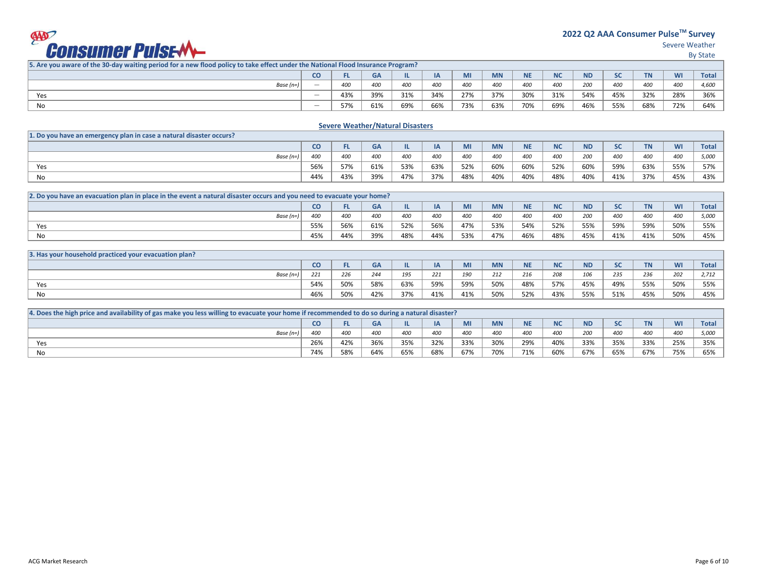## 2022 Q2 AAA Consumer Pulse[TM] Survey

Severe Weather

By State

| 5. Are you aware of the 30-day waiting period for a new flood policy to take effect under the National Flood Insurance Program? | CO | FL | GA | IL | IA | MI | MN | NE | NC | ND | SC | TN | WI | Total |
|---|---|---|---|---|---|---|---|---|---|---|---|---|---|---|
| *Base (n=)* | — | *400* | *400* | *400* | *400* | *400* | *400* | *400* | *400* | *200* | *400* | *400* | *400* | *4,600* |
| Yes | — | 43% | 39% | 31% | 34% | 27% | 37% | 30% | 31% | 54% | 45% | 32% | 28% | 36% |
| No | — | 57% | 61% | 69% | 66% | 73% | 63% | 70% | 69% | 46% | 55% | 68% | 72% | 64% |

## Severe Weather/Natural Disasters

| 1. Do you have an emergency plan in case a natural disaster occurs? | CO | FL | GA | IL | IA | MI | MN | NE | NC | ND | SC | TN | WI | Total |
|---|---|---|---|---|---|---|---|---|---|---|---|---|---|---|
| *Base (n=)* | *400* | *400* | *400* | *400* | *400* | *400* | *400* | *400* | *400* | *200* | *400* | *400* | *400* | *5,000* |
| Yes | 56% | 57% | 61% | 53% | 63% | 52% | 60% | 60% | 52% | 60% | 59% | 63% | 55% | 57% |
| No | 44% | 43% | 39% | 47% | 37% | 48% | 40% | 40% | 48% | 40% | 41% | 37% | 45% | 43% |

| 2. Do you have an evacuation plan in place in the event a natural disaster occurs and you need to evacuate your home? | CO | FL | GA | IL | IA | MI | MN | NE | NC | ND | SC | TN | WI | Total |
|---|---|---|---|---|---|---|---|---|---|---|---|---|---|---|
| *Base (n=)* | *400* | *400* | *400* | *400* | *400* | *400* | *400* | *400* | *400* | *200* | *400* | *400* | *400* | *5,000* |
| Yes | 55% | 56% | 61% | 52% | 56% | 47% | 53% | 54% | 52% | 55% | 59% | 59% | 50% | 55% |
| No | 45% | 44% | 39% | 48% | 44% | 53% | 47% | 46% | 48% | 45% | 41% | 41% | 50% | 45% |

| 3. Has your household practiced your evacuation plan? | CO | FL | GA | IL | IA | MI | MN | NE | NC | ND | SC | TN | WI | Total |
|---|---|---|---|---|---|---|---|---|---|---|---|---|---|---|
| *Base (n=)* | *221* | *226* | *244* | *195* | *221* | *190* | *212* | *216* | *208* | *106* | *235* | *236* | *202* | *2,712* |
| Yes | 54% | 50% | 58% | 63% | 59% | 59% | 50% | 48% | 57% | 45% | 49% | 55% | 50% | 55% |
| No | 46% | 50% | 42% | 37% | 41% | 41% | 50% | 52% | 43% | 55% | 51% | 45% | 50% | 45% |

| 4. Does the high price and availability of gas make you less willing to evacuate your home if recommended to do so during a natural disaster? | CO | FL | GA | IL | IA | MI | MN | NE | NC | ND | SC | TN | WI | Total |
|---|---|---|---|---|---|---|---|---|---|---|---|---|---|---|
| *Base (n=)* | *400* | *400* | *400* | *400* | *400* | *400* | *400* | *400* | *400* | *200* | *400* | *400* | *400* | *5,000* |
| Yes | 26% | 42% | 36% | 35% | 32% | 33% | 30% | 29% | 40% | 33% | 35% | 33% | 25% | 35% |
| No | 74% | 58% | 64% | 65% | 68% | 67% | 70% | 71% | 60% | 67% | 65% | 67% | 75% | 65% |

ACG Market Research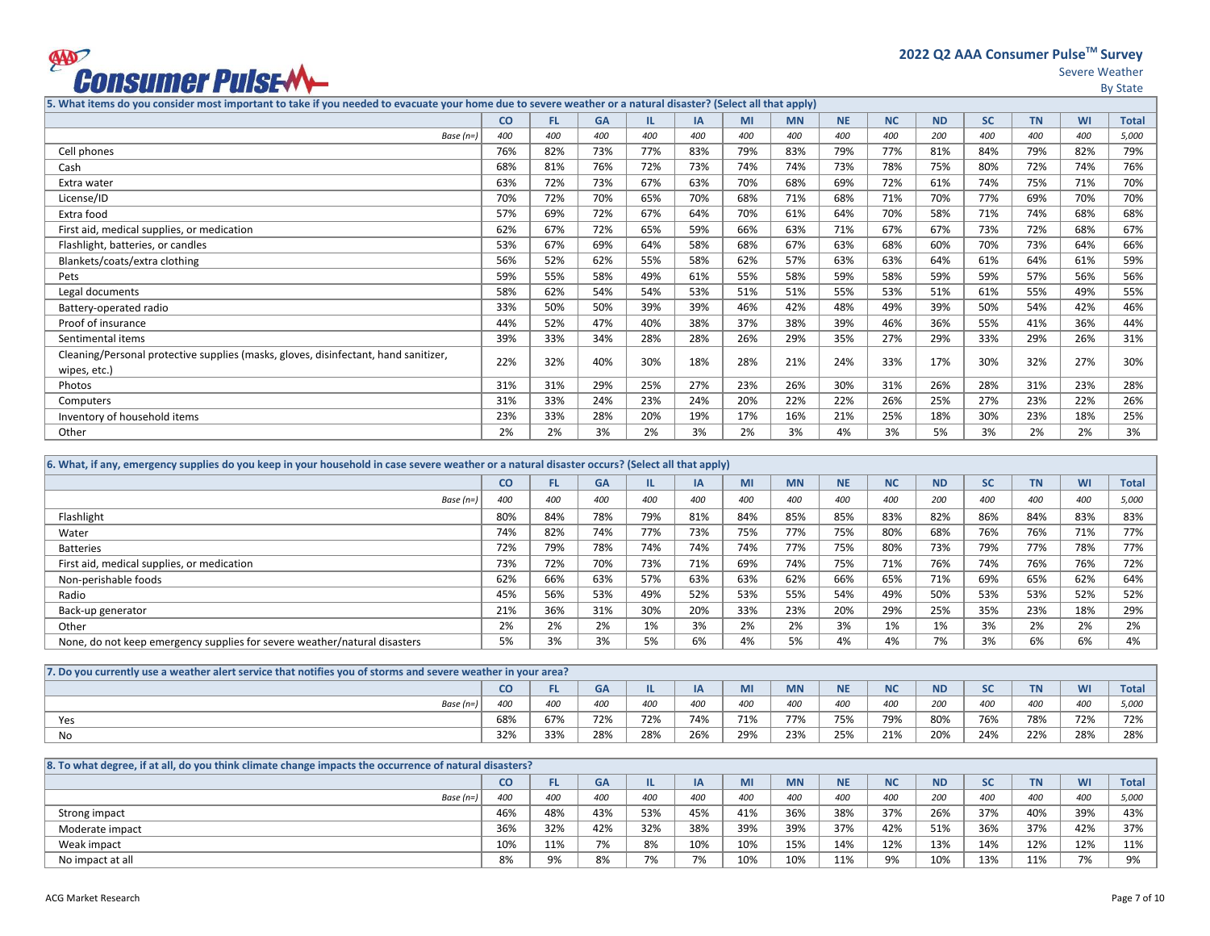# 2022 Q2 AAA Consumer Pulse™ Survey

Severe Weather

By State

**5. What items do you consider most important to take if you needed to evacuate your home due to severe weather or a natural disaster? (Select all that apply)**

| | CO | FL | GA | IL | IA | MI | MN | NE | NC | ND | SC | TN | WI | Total |
|---|---|---|---|---|---|---|---|---|---|---|---|---|---|---|
| *Base (n=)* | *400* | *400* | *400* | *400* | *400* | *400* | *400* | *400* | *400* | *200* | *400* | *400* | *400* | *5,000* |
| Cell phones | 76% | 82% | 73% | 77% | 83% | 79% | 83% | 79% | 77% | 81% | 84% | 79% | 82% | 79% |
| Cash | 68% | 81% | 76% | 72% | 73% | 74% | 74% | 73% | 78% | 75% | 80% | 72% | 74% | 76% |
| Extra water | 63% | 72% | 73% | 67% | 63% | 70% | 68% | 69% | 72% | 61% | 74% | 75% | 71% | 70% |
| License/ID | 70% | 72% | 70% | 65% | 70% | 68% | 71% | 68% | 71% | 70% | 77% | 69% | 70% | 70% |
| Extra food | 57% | 69% | 72% | 67% | 64% | 70% | 61% | 64% | 70% | 58% | 71% | 74% | 68% | 68% |
| First aid, medical supplies, or medication | 62% | 67% | 72% | 65% | 59% | 66% | 63% | 71% | 67% | 67% | 73% | 72% | 68% | 67% |
| Flashlight, batteries, or candles | 53% | 67% | 69% | 64% | 58% | 68% | 67% | 63% | 68% | 60% | 70% | 73% | 64% | 66% |
| Blankets/coats/extra clothing | 56% | 52% | 62% | 55% | 58% | 62% | 57% | 63% | 63% | 64% | 61% | 64% | 61% | 59% |
| Pets | 59% | 55% | 58% | 49% | 61% | 55% | 58% | 59% | 58% | 59% | 59% | 57% | 56% | 56% |
| Legal documents | 58% | 62% | 54% | 54% | 53% | 51% | 51% | 55% | 53% | 51% | 61% | 55% | 49% | 55% |
| Battery-operated radio | 33% | 50% | 50% | 39% | 39% | 46% | 42% | 48% | 49% | 39% | 50% | 54% | 42% | 46% |
| Proof of insurance | 44% | 52% | 47% | 40% | 38% | 37% | 38% | 39% | 46% | 36% | 55% | 41% | 36% | 44% |
| Sentimental items | 39% | 33% | 34% | 28% | 28% | 26% | 29% | 35% | 27% | 29% | 33% | 29% | 26% | 31% |
| Cleaning/Personal protective supplies (masks, gloves, disinfectant, hand sanitizer, wipes, etc.) | 22% | 32% | 40% | 30% | 18% | 28% | 21% | 24% | 33% | 17% | 30% | 32% | 27% | 30% |
| Photos | 31% | 31% | 29% | 25% | 27% | 23% | 26% | 30% | 31% | 26% | 28% | 31% | 23% | 28% |
| Computers | 31% | 33% | 24% | 23% | 24% | 20% | 22% | 22% | 26% | 25% | 27% | 23% | 22% | 26% |
| Inventory of household items | 23% | 33% | 28% | 20% | 19% | 17% | 16% | 21% | 25% | 18% | 30% | 23% | 18% | 25% |
| Other | 2% | 2% | 3% | 2% | 3% | 2% | 3% | 4% | 3% | 5% | 3% | 2% | 2% | 3% |

**6. What, if any, emergency supplies do you keep in your household in case severe weather or a natural disaster occurs? (Select all that apply)**

| | CO | FL | GA | IL | IA | MI | MN | NE | NC | ND | SC | TN | WI | Total |
|---|---|---|---|---|---|---|---|---|---|---|---|---|---|---|
| *Base (n=)* | *400* | *400* | *400* | *400* | *400* | *400* | *400* | *400* | *400* | *200* | *400* | *400* | *400* | *5,000* |
| Flashlight | 80% | 84% | 78% | 79% | 81% | 84% | 85% | 85% | 83% | 82% | 86% | 84% | 83% | 83% |
| Water | 74% | 82% | 74% | 77% | 73% | 75% | 77% | 75% | 80% | 68% | 76% | 76% | 71% | 77% |
| Batteries | 72% | 79% | 78% | 74% | 74% | 74% | 77% | 75% | 80% | 73% | 79% | 77% | 78% | 77% |
| First aid, medical supplies, or medication | 73% | 72% | 70% | 73% | 71% | 69% | 74% | 75% | 71% | 76% | 74% | 76% | 76% | 72% |
| Non-perishable foods | 62% | 66% | 63% | 57% | 63% | 63% | 62% | 66% | 65% | 71% | 69% | 65% | 62% | 64% |
| Radio | 45% | 56% | 53% | 49% | 52% | 53% | 55% | 54% | 49% | 50% | 53% | 53% | 52% | 52% |
| Back-up generator | 21% | 36% | 31% | 30% | 20% | 33% | 23% | 20% | 29% | 25% | 35% | 23% | 18% | 29% |
| Other | 2% | 2% | 2% | 1% | 3% | 2% | 2% | 3% | 1% | 1% | 3% | 2% | 2% | 2% |
| None, do not keep emergency supplies for severe weather/natural disasters | 5% | 3% | 3% | 5% | 6% | 4% | 5% | 4% | 4% | 7% | 3% | 6% | 6% | 4% |

**7. Do you currently use a weather alert service that notifies you of storms and severe weather in your area?**

| | CO | FL | GA | IL | IA | MI | MN | NE | NC | ND | SC | TN | WI | Total |
|---|---|---|---|---|---|---|---|---|---|---|---|---|---|---|
| *Base (n=)* | *400* | *400* | *400* | *400* | *400* | *400* | *400* | *400* | *400* | *200* | *400* | *400* | *400* | *5,000* |
| Yes | 68% | 67% | 72% | 72% | 74% | 71% | 77% | 75% | 79% | 80% | 76% | 78% | 72% | 72% |
| No | 32% | 33% | 28% | 28% | 26% | 29% | 23% | 25% | 21% | 20% | 24% | 22% | 28% | 28% |

**8. To what degree, if at all, do you think climate change impacts the occurrence of natural disasters?**

| | CO | FL | GA | IL | IA | MI | MN | NE | NC | ND | SC | TN | WI | Total |
|---|---|---|---|---|---|---|---|---|---|---|---|---|---|---|
| *Base (n=)* | *400* | *400* | *400* | *400* | *400* | *400* | *400* | *400* | *400* | *200* | *400* | *400* | *400* | *5,000* |
| Strong impact | 46% | 48% | 43% | 53% | 45% | 41% | 36% | 38% | 37% | 26% | 37% | 40% | 39% | 43% |
| Moderate impact | 36% | 32% | 42% | 32% | 38% | 39% | 39% | 37% | 42% | 51% | 36% | 37% | 42% | 37% |
| Weak impact | 10% | 11% | 7% | 8% | 10% | 10% | 15% | 14% | 12% | 13% | 14% | 12% | 12% | 11% |
| No impact at all | 8% | 9% | 8% | 7% | 7% | 10% | 10% | 11% | 9% | 10% | 13% | 11% | 7% | 9% |

ACG Market Research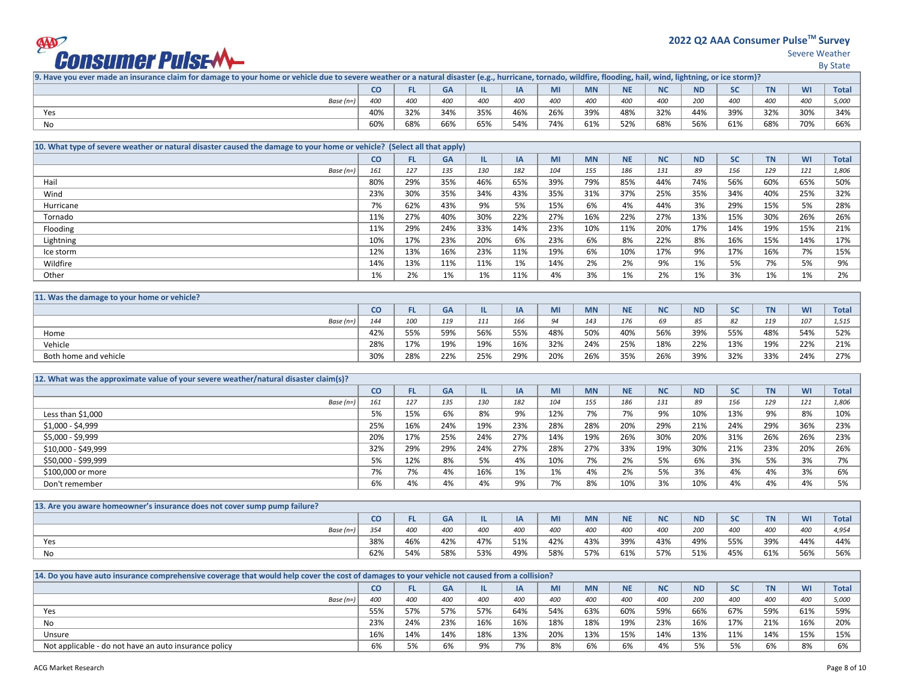# 2022 Q2 AAA Consumer Pulse™ Survey

Severe Weather

By State

**9. Have you ever made an insurance claim for damage to your home or vehicle due to severe weather or a natural disaster (e.g., hurricane, tornado, wildfire, flooding, hail, wind, lightning, or ice storm)?**

| | CO | FL | GA | IL | IA | MI | MN | NE | NC | ND | SC | TN | WI | Total |
|---|---|---|---|---|---|---|---|---|---|---|---|---|---|---|
| *Base (n=)* | *400* | *400* | *400* | *400* | *400* | *400* | *400* | *400* | *400* | *200* | *400* | *400* | *400* | *5,000* |
| Yes | 40% | 32% | 34% | 35% | 46% | 26% | 39% | 48% | 32% | 44% | 39% | 32% | 30% | 34% |
| No | 60% | 68% | 66% | 65% | 54% | 74% | 61% | 52% | 68% | 56% | 61% | 68% | 70% | 66% |

**10. What type of severe weather or natural disaster caused the damage to your home or vehicle? (Select all that apply)**

| | CO | FL | GA | IL | IA | MI | MN | NE | NC | ND | SC | TN | WI | Total |
|---|---|---|---|---|---|---|---|---|---|---|---|---|---|---|
| *Base (n=)* | *161* | *127* | *135* | *130* | *182* | *104* | *155* | *186* | *131* | *89* | *156* | *129* | *121* | *1,806* |
| Hail | 80% | 29% | 35% | 46% | 65% | 39% | 79% | 85% | 44% | 74% | 56% | 60% | 65% | 50% |
| Wind | 23% | 30% | 35% | 34% | 43% | 35% | 31% | 37% | 25% | 35% | 34% | 40% | 25% | 32% |
| Hurricane | 7% | 62% | 43% | 9% | 5% | 15% | 6% | 4% | 44% | 3% | 29% | 15% | 5% | 28% |
| Tornado | 11% | 27% | 40% | 30% | 22% | 27% | 16% | 22% | 27% | 13% | 15% | 30% | 26% | 26% |
| Flooding | 11% | 29% | 24% | 33% | 14% | 23% | 10% | 11% | 20% | 17% | 14% | 19% | 15% | 21% |
| Lightning | 10% | 17% | 23% | 20% | 6% | 23% | 6% | 8% | 22% | 8% | 16% | 15% | 14% | 17% |
| Ice storm | 12% | 13% | 16% | 23% | 11% | 19% | 6% | 10% | 17% | 9% | 17% | 16% | 7% | 15% |
| Wildfire | 14% | 13% | 11% | 11% | 1% | 14% | 2% | 2% | 9% | 1% | 5% | 7% | 5% | 9% |
| Other | 1% | 2% | 1% | 1% | 11% | 4% | 3% | 1% | 2% | 1% | 3% | 1% | 1% | 2% |

**11. Was the damage to your home or vehicle?**

| | CO | FL | GA | IL | IA | MI | MN | NE | NC | ND | SC | TN | WI | Total |
|---|---|---|---|---|---|---|---|---|---|---|---|---|---|---|
| *Base (n=)* | *144* | *100* | *119* | *111* | *166* | *94* | *143* | *176* | *69* | *85* | *82* | *119* | *107* | *1,515* |
| Home | 42% | 55% | 59% | 56% | 55% | 48% | 50% | 40% | 56% | 39% | 55% | 48% | 54% | 52% |
| Vehicle | 28% | 17% | 19% | 19% | 16% | 32% | 24% | 25% | 18% | 22% | 13% | 19% | 22% | 21% |
| Both home and vehicle | 30% | 28% | 22% | 25% | 29% | 20% | 26% | 35% | 26% | 39% | 32% | 33% | 24% | 27% |

**12. What was the approximate value of your severe weather/natural disaster claim(s)?**

| | CO | FL | GA | IL | IA | MI | MN | NE | NC | ND | SC | TN | WI | Total |
|---|---|---|---|---|---|---|---|---|---|---|---|---|---|---|
| *Base (n=)* | *161* | *127* | *135* | *130* | *182* | *104* | *155* | *186* | *131* | *89* | *156* | *129* | *121* | *1,806* |
| Less than $1,000 | 5% | 15% | 6% | 8% | 9% | 12% | 7% | 7% | 9% | 10% | 13% | 9% | 8% | 10% |
| $1,000 - $4,999 | 25% | 16% | 24% | 19% | 23% | 28% | 28% | 20% | 29% | 21% | 24% | 29% | 36% | 23% |
| $5,000 - $9,999 | 20% | 17% | 25% | 24% | 27% | 14% | 19% | 26% | 30% | 20% | 31% | 26% | 26% | 23% |
| $10,000 - $49,999 | 32% | 29% | 29% | 24% | 27% | 28% | 27% | 33% | 19% | 30% | 21% | 23% | 20% | 26% |
| $50,000 - $99,999 | 5% | 12% | 8% | 5% | 4% | 10% | 7% | 2% | 5% | 6% | 3% | 5% | 3% | 7% |
| $100,000 or more | 7% | 7% | 4% | 16% | 1% | 1% | 4% | 2% | 5% | 3% | 4% | 4% | 3% | 6% |
| Don't remember | 6% | 4% | 4% | 4% | 9% | 7% | 8% | 10% | 3% | 10% | 4% | 4% | 4% | 5% |

**13. Are you aware homeowner's insurance does not cover sump pump failure?**

| | CO | FL | GA | IL | IA | MI | MN | NE | NC | ND | SC | TN | WI | Total |
|---|---|---|---|---|---|---|---|---|---|---|---|---|---|---|
| *Base (n=)* | *354* | *400* | *400* | *400* | *400* | *400* | *400* | *400* | *400* | *200* | *400* | *400* | *400* | *4,954* |
| Yes | 38% | 46% | 42% | 47% | 51% | 42% | 43% | 39% | 43% | 49% | 55% | 39% | 44% | 44% |
| No | 62% | 54% | 58% | 53% | 49% | 58% | 57% | 61% | 57% | 51% | 45% | 61% | 56% | 56% |

**14. Do you have auto insurance comprehensive coverage that would help cover the cost of damages to your vehicle not caused from a collision?**

| | CO | FL | GA | IL | IA | MI | MN | NE | NC | ND | SC | TN | WI | Total |
|---|---|---|---|---|---|---|---|---|---|---|---|---|---|---|
| *Base (n=)* | *400* | *400* | *400* | *400* | *400* | *400* | *400* | *400* | *400* | *200* | *400* | *400* | *400* | *5,000* |
| Yes | 55% | 57% | 57% | 57% | 64% | 54% | 63% | 60% | 59% | 66% | 67% | 59% | 61% | 59% |
| No | 23% | 24% | 23% | 16% | 16% | 18% | 18% | 19% | 23% | 16% | 17% | 21% | 16% | 20% |
| Unsure | 16% | 14% | 14% | 18% | 13% | 20% | 13% | 15% | 14% | 13% | 11% | 14% | 15% | 15% |
| Not applicable - do not have an auto insurance policy | 6% | 5% | 6% | 9% | 7% | 8% | 6% | 6% | 4% | 5% | 5% | 6% | 8% | 6% |

ACG Market Research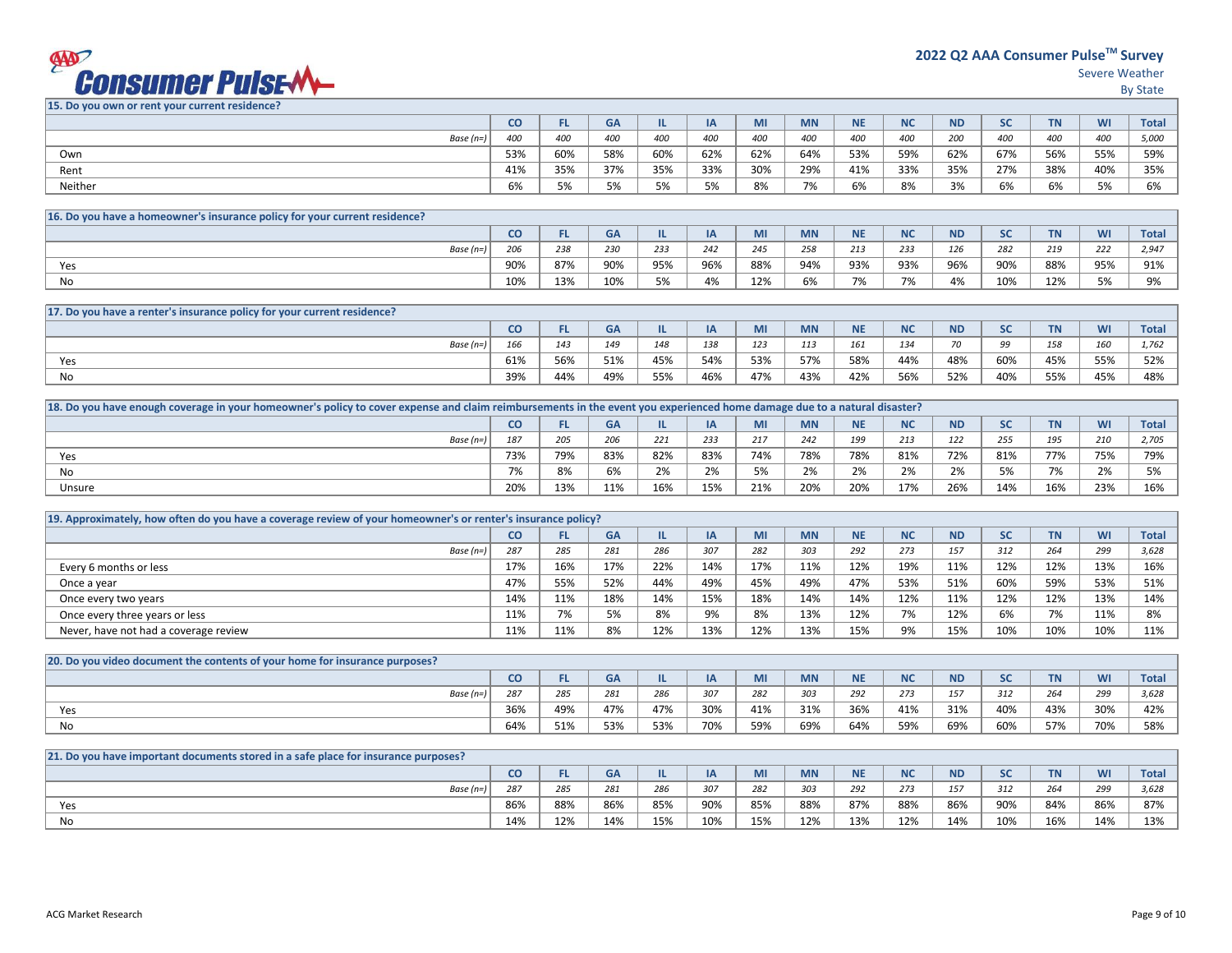## 2022 Q2 AAA Consumer Pulse™ Survey

Severe Weather

By State

**15. Do you own or rent your current residence?**

| | CO | FL | GA | IL | IA | MI | MN | NE | NC | ND | SC | TN | WI | Total |
|---|---|---|---|---|---|---|---|---|---|---|---|---|---|---|
| *Base (n=)* | *400* | *400* | *400* | *400* | *400* | *400* | *400* | *400* | *400* | *200* | *400* | *400* | *400* | *5,000* |
| Own | 53% | 60% | 58% | 60% | 62% | 62% | 64% | 53% | 59% | 62% | 67% | 56% | 55% | 59% |
| Rent | 41% | 35% | 37% | 35% | 33% | 30% | 29% | 41% | 33% | 35% | 27% | 38% | 40% | 35% |
| Neither | 6% | 5% | 5% | 5% | 5% | 8% | 7% | 6% | 8% | 3% | 6% | 6% | 5% | 6% |

**16. Do you have a homeowner's insurance policy for your current residence?**

| | CO | FL | GA | IL | IA | MI | MN | NE | NC | ND | SC | TN | WI | Total |
|---|---|---|---|---|---|---|---|---|---|---|---|---|---|---|
| *Base (n=)* | *206* | *238* | *230* | *233* | *242* | *245* | *258* | *213* | *233* | *126* | *282* | *219* | *222* | *2,947* |
| Yes | 90% | 87% | 90% | 95% | 96% | 88% | 94% | 93% | 93% | 96% | 90% | 88% | 95% | 91% |
| No | 10% | 13% | 10% | 5% | 4% | 12% | 6% | 7% | 7% | 4% | 10% | 12% | 5% | 9% |

**17. Do you have a renter's insurance policy for your current residence?**

| | CO | FL | GA | IL | IA | MI | MN | NE | NC | ND | SC | TN | WI | Total |
|---|---|---|---|---|---|---|---|---|---|---|---|---|---|---|
| *Base (n=)* | *166* | *143* | *149* | *148* | *138* | *123* | *113* | *161* | *134* | *70* | *99* | *158* | *160* | *1,762* |
| Yes | 61% | 56% | 51% | 45% | 54% | 53% | 57% | 58% | 44% | 48% | 60% | 45% | 55% | 52% |
| No | 39% | 44% | 49% | 55% | 46% | 47% | 43% | 42% | 56% | 52% | 40% | 55% | 45% | 48% |

**18. Do you have enough coverage in your homeowner's policy to cover expense and claim reimbursements in the event you experienced home damage due to a natural disaster?**

| | CO | FL | GA | IL | IA | MI | MN | NE | NC | ND | SC | TN | WI | Total |
|---|---|---|---|---|---|---|---|---|---|---|---|---|---|---|
| *Base (n=)* | *187* | *205* | *206* | *221* | *233* | *217* | *242* | *199* | *213* | *122* | *255* | *195* | *210* | *2,705* |
| Yes | 73% | 79% | 83% | 82% | 83% | 74% | 78% | 78% | 81% | 72% | 81% | 77% | 75% | 79% |
| No | 7% | 8% | 6% | 2% | 2% | 5% | 2% | 2% | 2% | 2% | 5% | 7% | 2% | 5% |
| Unsure | 20% | 13% | 11% | 16% | 15% | 21% | 20% | 20% | 17% | 26% | 14% | 16% | 23% | 16% |

**19. Approximately, how often do you have a coverage review of your homeowner's or renter's insurance policy?**

| | CO | FL | GA | IL | IA | MI | MN | NE | NC | ND | SC | TN | WI | Total |
|---|---|---|---|---|---|---|---|---|---|---|---|---|---|---|
| *Base (n=)* | *287* | *285* | *281* | *286* | *307* | *282* | *303* | *292* | *273* | *157* | *312* | *264* | *299* | *3,628* |
| Every 6 months or less | 17% | 16% | 17% | 22% | 14% | 17% | 11% | 12% | 19% | 11% | 12% | 12% | 13% | 16% |
| Once a year | 47% | 55% | 52% | 44% | 49% | 45% | 49% | 47% | 53% | 51% | 60% | 59% | 53% | 51% |
| Once every two years | 14% | 11% | 18% | 14% | 15% | 18% | 14% | 14% | 12% | 11% | 12% | 12% | 13% | 14% |
| Once every three years or less | 11% | 7% | 5% | 8% | 9% | 8% | 13% | 12% | 7% | 12% | 6% | 7% | 11% | 8% |
| Never, have not had a coverage review | 11% | 11% | 8% | 12% | 13% | 12% | 13% | 15% | 9% | 15% | 10% | 10% | 10% | 11% |

**20. Do you video document the contents of your home for insurance purposes?**

| | CO | FL | GA | IL | IA | MI | MN | NE | NC | ND | SC | TN | WI | Total |
|---|---|---|---|---|---|---|---|---|---|---|---|---|---|---|
| *Base (n=)* | *287* | *285* | *281* | *286* | *307* | *282* | *303* | *292* | *273* | *157* | *312* | *264* | *299* | *3,628* |
| Yes | 36% | 49% | 47% | 47% | 30% | 41% | 31% | 36% | 41% | 31% | 40% | 43% | 30% | 42% |
| No | 64% | 51% | 53% | 53% | 70% | 59% | 69% | 64% | 59% | 69% | 60% | 57% | 70% | 58% |

**21. Do you have important documents stored in a safe place for insurance purposes?**

| | CO | FL | GA | IL | IA | MI | MN | NE | NC | ND | SC | TN | WI | Total |
|---|---|---|---|---|---|---|---|---|---|---|---|---|---|---|
| *Base (n=)* | *287* | *285* | *281* | *286* | *307* | *282* | *303* | *292* | *273* | *157* | *312* | *264* | *299* | *3,628* |
| Yes | 86% | 88% | 86% | 85% | 90% | 85% | 88% | 87% | 88% | 86% | 90% | 84% | 86% | 87% |
| No | 14% | 12% | 14% | 15% | 10% | 15% | 12% | 13% | 12% | 14% | 10% | 16% | 14% | 13% |

ACG Market Research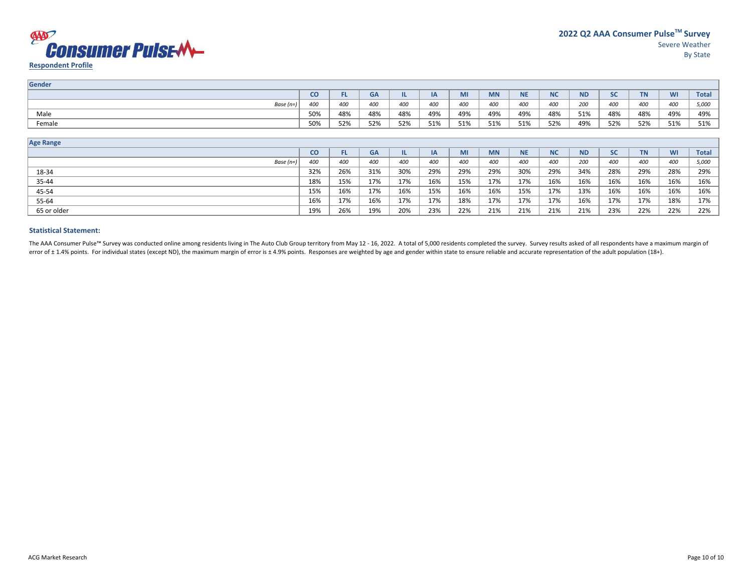**2022 Q2 AAA Consumer Pulse™ Survey**

Severe Weather

By State

**Respondent Profile**

**Gender**

| | CO | FL | GA | IL | IA | MI | MN | NE | NC | ND | SC | TN | WI | Total |
|---|---|---|---|---|---|---|---|---|---|---|---|---|---|---|
| *Base (n=)* | *400* | *400* | *400* | *400* | *400* | *400* | *400* | *400* | *400* | *200* | *400* | *400* | *400* | *5,000* |
| Male | 50% | 48% | 48% | 48% | 49% | 49% | 49% | 49% | 48% | 51% | 48% | 48% | 49% | 49% |
| Female | 50% | 52% | 52% | 52% | 51% | 51% | 51% | 51% | 52% | 49% | 52% | 52% | 51% | 51% |

**Age Range**

| | CO | FL | GA | IL | IA | MI | MN | NE | NC | ND | SC | TN | WI | Total |
|---|---|---|---|---|---|---|---|---|---|---|---|---|---|---|
| *Base (n=)* | *400* | *400* | *400* | *400* | *400* | *400* | *400* | *400* | *400* | *200* | *400* | *400* | *400* | *5,000* |
| 18-34 | 32% | 26% | 31% | 30% | 29% | 29% | 29% | 30% | 29% | 34% | 28% | 29% | 28% | 29% |
| 35-44 | 18% | 15% | 17% | 17% | 16% | 15% | 17% | 17% | 16% | 16% | 16% | 16% | 16% | 16% |
| 45-54 | 15% | 16% | 17% | 16% | 15% | 16% | 16% | 15% | 17% | 13% | 16% | 16% | 16% | 16% |
| 55-64 | 16% | 17% | 16% | 17% | 17% | 18% | 17% | 17% | 17% | 16% | 17% | 17% | 18% | 17% |
| 65 or older | 19% | 26% | 19% | 20% | 23% | 22% | 21% | 21% | 21% | 21% | 23% | 22% | 22% | 22% |

**Statistical Statement:**

The AAA Consumer Pulse™ Survey was conducted online among residents living in The Auto Club Group territory from May 12 - 16, 2022. A total of 5,000 residents completed the survey. Survey results asked of all respondents have a maximum margin of error of ± 1.4% points. For individual states (except ND), the maximum margin of error is ± 4.9% points. Responses are weighted by age and gender within state to ensure reliable and accurate representation of the adult population (18+).